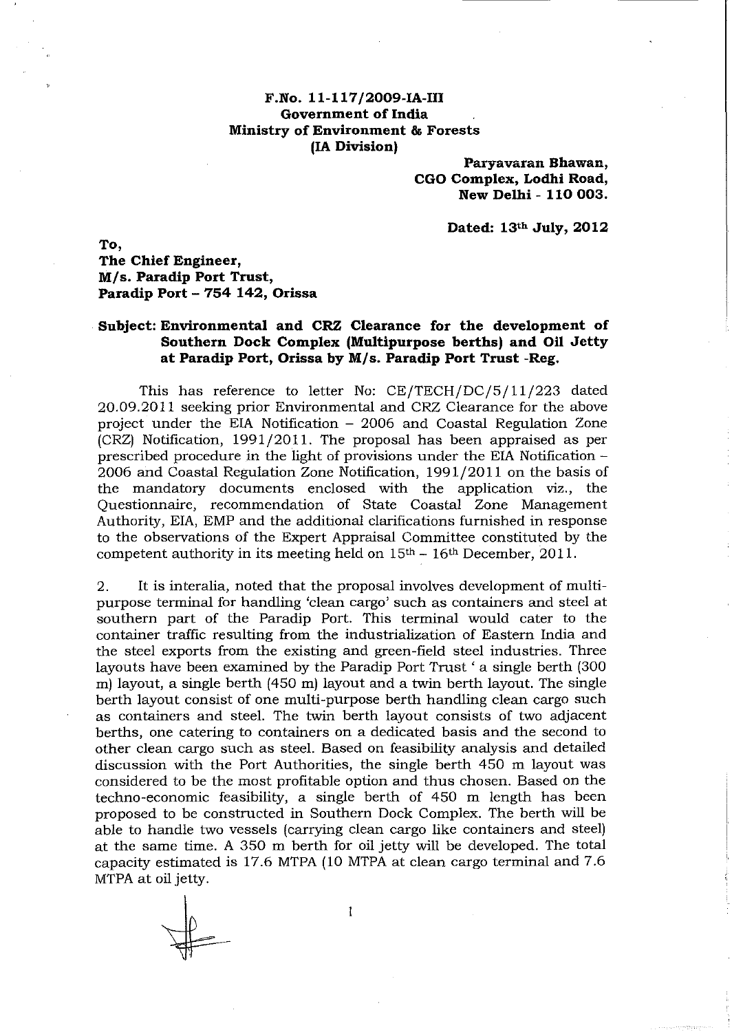**F.No. 11-117/2009-IA-III**
**Government of India**
**Ministry of Environment & Forests**
**(IA Division)**

**Paryavaran Bhawan,**
**CGO Complex, Lodhi Road,**
**New Delhi - 110 003.**

**Dated: 13th July, 2012**

**To,**
**The Chief Engineer,**
**M/s. Paradip Port Trust,**
**Paradip Port – 754 142, Orissa**

**Subject: Environmental and CRZ Clearance for the development of Southern Dock Complex (Multipurpose berths) and Oil Jetty at Paradip Port, Orissa by M/s. Paradip Port Trust -Reg.**

This has reference to letter No: CE/TECH/DC/5/11/223 dated 20.09.2011 seeking prior Environmental and CRZ Clearance for the above project under the EIA Notification – 2006 and Coastal Regulation Zone (CRZ) Notification, 1991/2011. The proposal has been appraised as per prescribed procedure in the light of provisions under the EIA Notification – 2006 and Coastal Regulation Zone Notification, 1991/2011 on the basis of the mandatory documents enclosed with the application viz., the Questionnaire, recommendation of State Coastal Zone Management Authority, EIA, EMP and the additional clarifications furnished in response to the observations of the Expert Appraisal Committee constituted by the competent authority in its meeting held on 15th – 16th December, 2011.

2. It is interalia, noted that the proposal involves development of multi-purpose terminal for handling 'clean cargo' such as containers and steel at southern part of the Paradip Port. This terminal would cater to the container traffic resulting from the industrialization of Eastern India and the steel exports from the existing and green-field steel industries. Three layouts have been examined by the Paradip Port Trust ' a single berth (300 m) layout, a single berth (450 m) layout and a twin berth layout. The single berth layout consist of one multi-purpose berth handling clean cargo such as containers and steel. The twin berth layout consists of two adjacent berths, one catering to containers on a dedicated basis and the second to other clean cargo such as steel. Based on feasibility analysis and detailed discussion with the Port Authorities, the single berth 450 m layout was considered to be the most profitable option and thus chosen. Based on the techno-economic feasibility, a single berth of 450 m length has been proposed to be constructed in Southern Dock Complex. The berth will be able to handle two vessels (carrying clean cargo like containers and steel) at the same time. A 350 m berth for oil jetty will be developed. The total capacity estimated is 17.6 MTPA (10 MTPA at clean cargo terminal and 7.6 MTPA at oil jetty.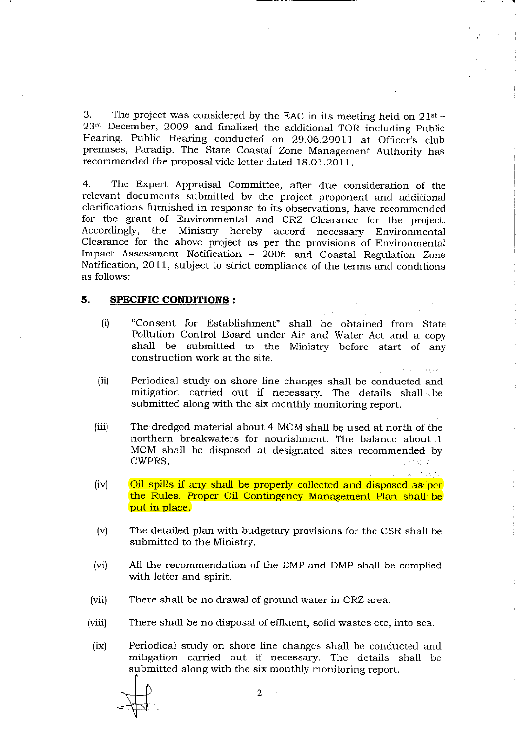3. The project was considered by the EAC in its meeting held on 21st – 23rd December, 2009 and finalized the additional TOR including Public Hearing. Public Hearing conducted on 29.06.29011 at Officer's club premises, Paradip. The State Coastal Zone Management Authority has recommended the proposal vide letter dated 18.01.2011.

4. The Expert Appraisal Committee, after due consideration of the relevant documents submitted by the project proponent and additional clarifications furnished in response to its observations, have recommended for the grant of Environmental and CRZ Clearance for the project. Accordingly, the Ministry hereby accord necessary Environmental Clearance for the above project as per the provisions of Environmental Impact Assessment Notification – 2006 and Coastal Regulation Zone Notification, 2011, subject to strict compliance of the terms and conditions as follows:

## 5. SPECIFIC CONDITIONS :

(i) "Consent for Establishment" shall be obtained from State Pollution Control Board under Air and Water Act and a copy shall be submitted to the Ministry before start of any construction work at the site.

(ii) Periodical study on shore line changes shall be conducted and mitigation carried out if necessary. The details shall be submitted along with the six monthly monitoring report.

(iii) The dredged material about 4 MCM shall be used at north of the northern breakwaters for nourishment. The balance about 1 MCM shall be disposed at designated sites recommended by CWPRS.

(iv) Oil spills if any shall be properly collected and disposed as per the Rules. Proper Oil Contingency Management Plan shall be put in place.

(v) The detailed plan with budgetary provisions for the CSR shall be submitted to the Ministry.

(vi) All the recommendation of the EMP and DMP shall be complied with letter and spirit.

(vii) There shall be no drawal of ground water in CRZ area.

(viii) There shall be no disposal of effluent, solid wastes etc, into sea.

(ix) Periodical study on shore line changes shall be conducted and mitigation carried out if necessary. The details shall be submitted along with the six monthly monitoring report.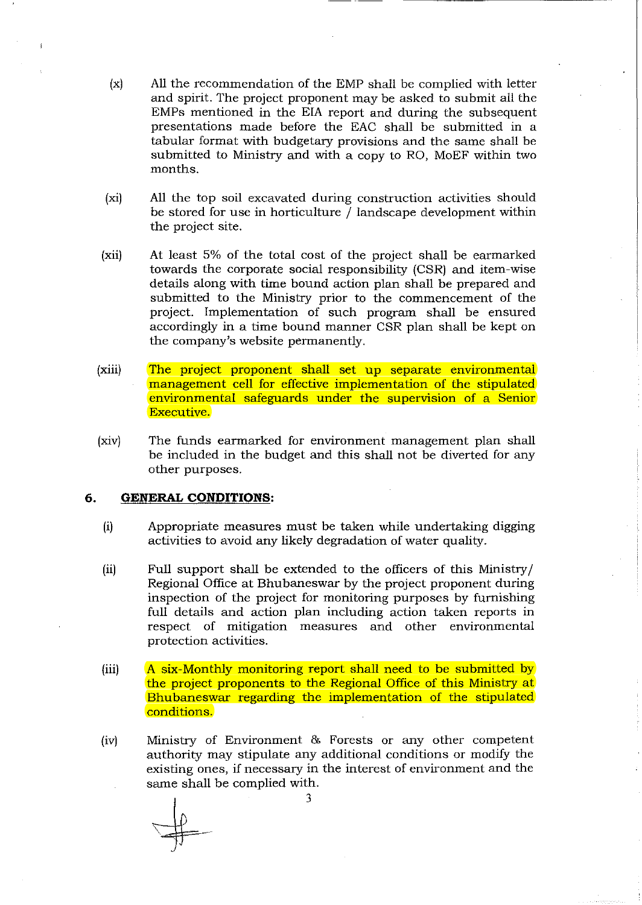(x) All the recommendation of the EMP shall be complied with letter and spirit. The project proponent may be asked to submit all the EMPs mentioned in the EIA report and during the subsequent presentations made before the EAC shall be submitted in a tabular format with budgetary provisions and the same shall be submitted to Ministry and with a copy to RO, MoEF within two months.

(xi) All the top soil excavated during construction activities should be stored for use in horticulture / landscape development within the project site.

(xii) At least 5% of the total cost of the project shall be earmarked towards the corporate social responsibility (CSR) and item-wise details along with time bound action plan shall be prepared and submitted to the Ministry prior to the commencement of the project. Implementation of such program shall be ensured accordingly in a time bound manner CSR plan shall be kept on the company's website permanently.

(xiii) The project proponent shall set up separate environmental management cell for effective implementation of the stipulated environmental safeguards under the supervision of a Senior Executive.

(xiv) The funds earmarked for environment management plan shall be included in the budget and this shall not be diverted for any other purposes.

## 6. **GENERAL CONDITIONS:**

(i) Appropriate measures must be taken while undertaking digging activities to avoid any likely degradation of water quality.

(ii) Full support shall be extended to the officers of this Ministry/ Regional Office at Bhubaneswar by the project proponent during inspection of the project for monitoring purposes by furnishing full details and action plan including action taken reports in respect of mitigation measures and other environmental protection activities.

(iii) A six-Monthly monitoring report shall need to be submitted by the project proponents to the Regional Office of this Ministry at Bhubaneswar regarding the implementation of the stipulated conditions.

(iv) Ministry of Environment & Forests or any other competent authority may stipulate any additional conditions or modify the existing ones, if necessary in the interest of environment and the same shall be complied with.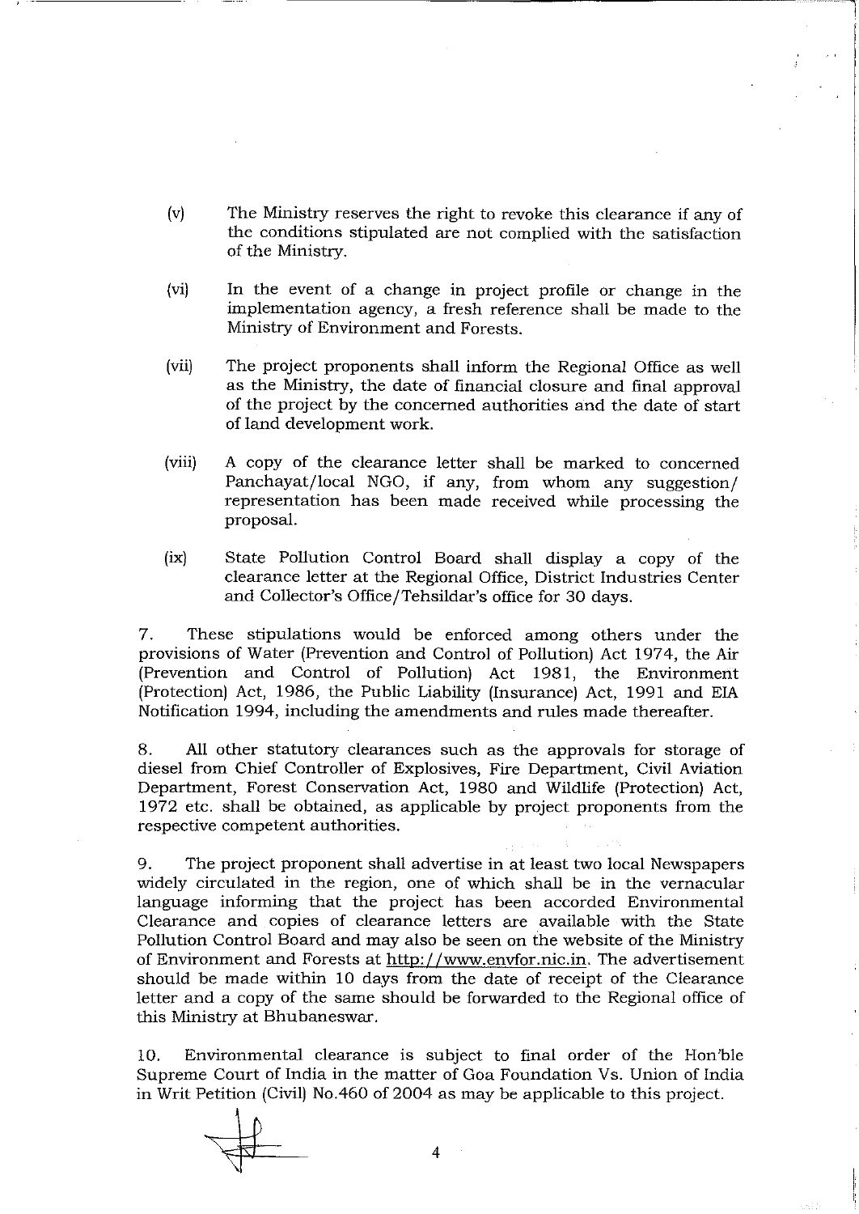(v) The Ministry reserves the right to revoke this clearance if any of the conditions stipulated are not complied with the satisfaction of the Ministry.

(vi) In the event of a change in project profile or change in the implementation agency, a fresh reference shall be made to the Ministry of Environment and Forests.

(vii) The project proponents shall inform the Regional Office as well as the Ministry, the date of financial closure and final approval of the project by the concerned authorities and the date of start of land development work.

(viii) A copy of the clearance letter shall be marked to concerned Panchayat/local NGO, if any, from whom any suggestion/ representation has been made received while processing the proposal.

(ix) State Pollution Control Board shall display a copy of the clearance letter at the Regional Office, District Industries Center and Collector's Office/Tehsildar's office for 30 days.

7. These stipulations would be enforced among others under the provisions of Water (Prevention and Control of Pollution) Act 1974, the Air (Prevention and Control of Pollution) Act 1981, the Environment (Protection) Act, 1986, the Public Liability (Insurance) Act, 1991 and EIA Notification 1994, including the amendments and rules made thereafter.

8. All other statutory clearances such as the approvals for storage of diesel from Chief Controller of Explosives, Fire Department, Civil Aviation Department, Forest Conservation Act, 1980 and Wildlife (Protection) Act, 1972 etc. shall be obtained, as applicable by project proponents from the respective competent authorities.

9. The project proponent shall advertise in at least two local Newspapers widely circulated in the region, one of which shall be in the vernacular language informing that the project has been accorded Environmental Clearance and copies of clearance letters are available with the State Pollution Control Board and may also be seen on the website of the Ministry of Environment and Forests at http://www.envfor.nic.in. The advertisement should be made within 10 days from the date of receipt of the Clearance letter and a copy of the same should be forwarded to the Regional office of this Ministry at Bhubaneswar.

10. Environmental clearance is subject to final order of the Hon'ble Supreme Court of India in the matter of Goa Foundation Vs. Union of India in Writ Petition (Civil) No.460 of 2004 as may be applicable to this project.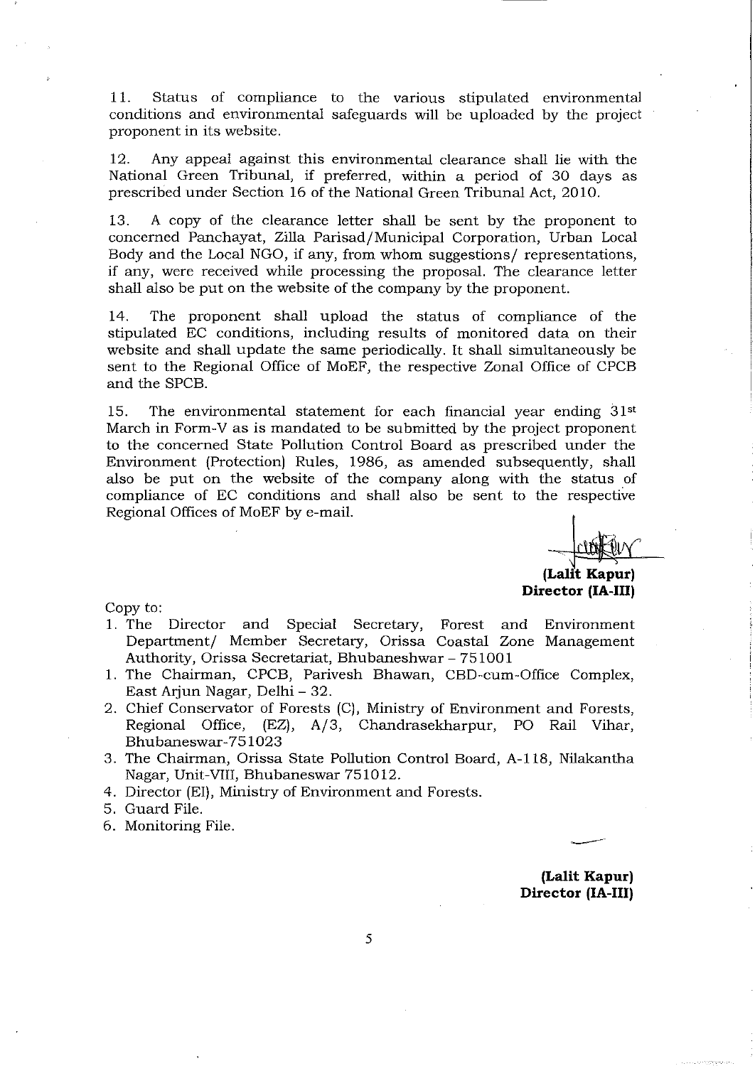11. Status of compliance to the various stipulated environmental conditions and environmental safeguards will be uploaded by the project proponent in its website.

12. Any appeal against this environmental clearance shall lie with the National Green Tribunal, if preferred, within a period of 30 days as prescribed under Section 16 of the National Green Tribunal Act, 2010.

13. A copy of the clearance letter shall be sent by the proponent to concerned Panchayat, Zilla Parisad/Municipal Corporation, Urban Local Body and the Local NGO, if any, from whom suggestions/ representations, if any, were received while processing the proposal. The clearance letter shall also be put on the website of the company by the proponent.

14. The proponent shall upload the status of compliance of the stipulated EC conditions, including results of monitored data on their website and shall update the same periodically. It shall simultaneously be sent to the Regional Office of MoEF, the respective Zonal Office of CPCB and the SPCB.

15. The environmental statement for each financial year ending 31st March in Form-V as is mandated to be submitted by the project proponent to the concerned State Pollution Control Board as prescribed under the Environment (Protection) Rules, 1986, as amended subsequently, shall also be put on the website of the company along with the status of compliance of EC conditions and shall also be sent to the respective Regional Offices of MoEF by e-mail.

**(Lalit Kapur)**
**Director (IA-III)**

Copy to:

1. The Director and Special Secretary, Forest and Environment Department/ Member Secretary, Orissa Coastal Zone Management Authority, Orissa Secretariat, Bhubaneshwar – 751001
1. The Chairman, CPCB, Parivesh Bhawan, CBD-cum-Office Complex, East Arjun Nagar, Delhi – 32.
2. Chief Conservator of Forests (C), Ministry of Environment and Forests, Regional Office, (EZ), A/3, Chandrasekharpur, PO Rail Vihar, Bhubaneswar-751023
3. The Chairman, Orissa State Pollution Control Board, A-118, Nilakantha Nagar, Unit-VIII, Bhubaneswar 751012.
4. Director (EI), Ministry of Environment and Forests.
5. Guard File.
6. Monitoring File.

**(Lalit Kapur)**
**Director (IA-III)**